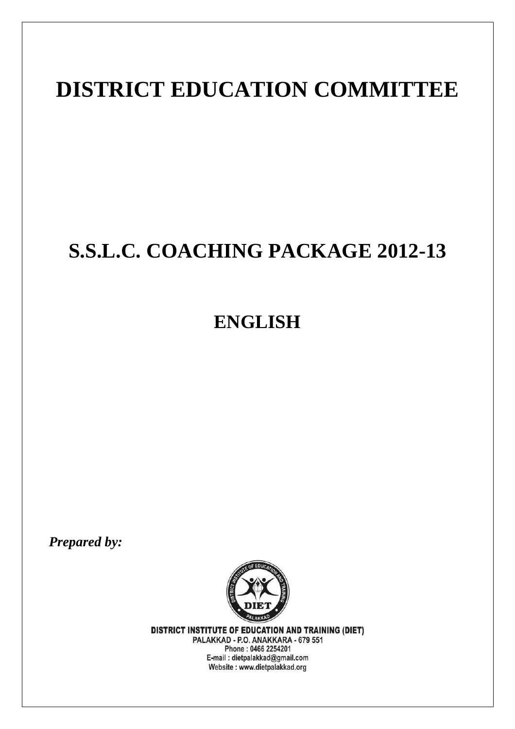# DISTRICT EDUCATION COMMITTEE

# S.S.L.C. COACHING PACKAGE 2012-13

# ENGLISH

***Prepared by:***

**DISTRICT INSTITUTE OF EDUCATION AND TRAINING (DIET)**
PALAKKAD - P.O. ANAKKARA - 679 551
Phone : 0466 2254201
E-mail : dietpalakkad@gmail.com
Website : www.dietpalakkad.org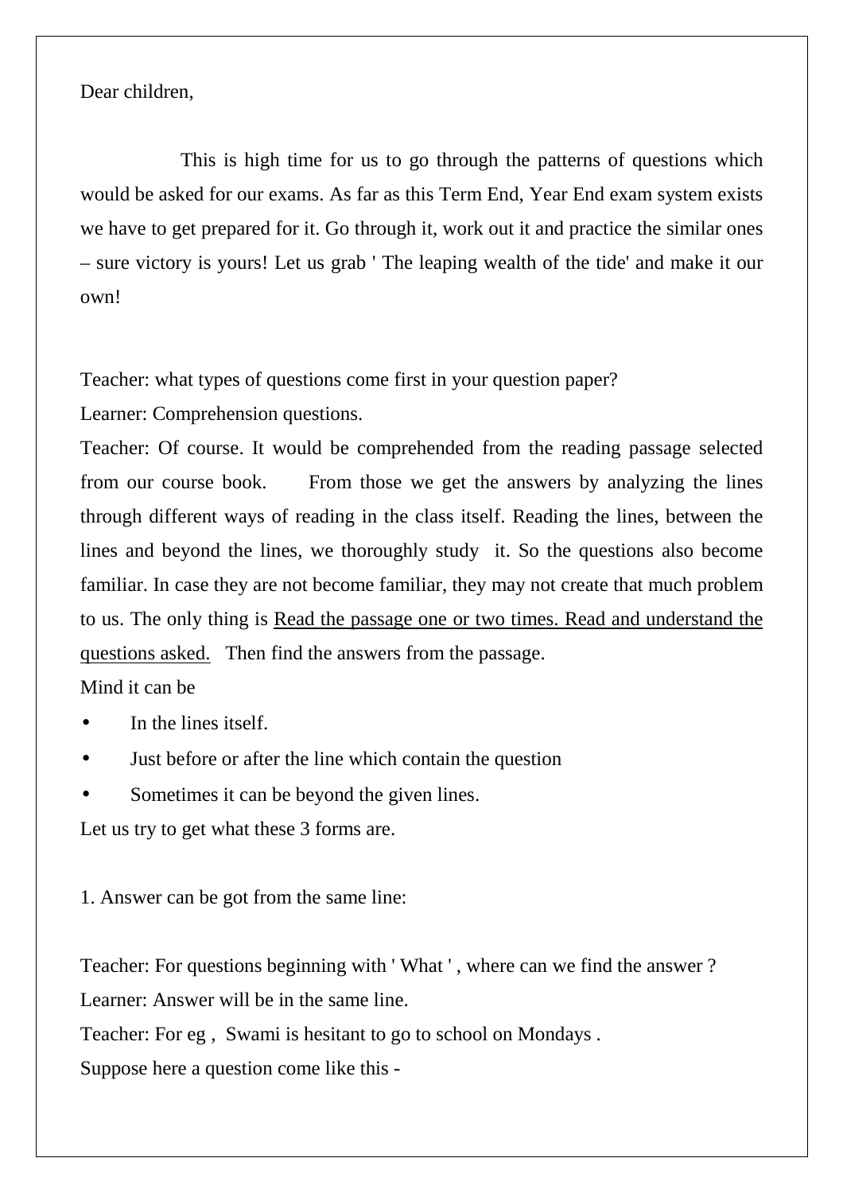Dear children,

This is high time for us to go through the patterns of questions which would be asked for our exams. As far as this Term End, Year End exam system exists we have to get prepared for it. Go through it, work out it and practice the similar ones – sure victory is yours! Let us grab ' The leaping wealth of the tide' and make it our own!

Teacher: what types of questions come first in your question paper?

Learner: Comprehension questions.

Teacher: Of course. It would be comprehended from the reading passage selected from our course book. From those we get the answers by analyzing the lines through different ways of reading in the class itself. Reading the lines, between the lines and beyond the lines, we thoroughly study it. So the questions also become familiar. In case they are not become familiar, they may not create that much problem to us. The only thing is <u>Read the passage one or two times. Read and understand the questions asked.</u> Then find the answers from the passage.

Mind it can be

- In the lines itself.
- Just before or after the line which contain the question
- Sometimes it can be beyond the given lines.

Let us try to get what these 3 forms are.

1. Answer can be got from the same line:

Teacher: For questions beginning with ' What ' , where can we find the answer ?

Learner: Answer will be in the same line.

Teacher: For eg , Swami is hesitant to go to school on Mondays .

Suppose here a question come like this -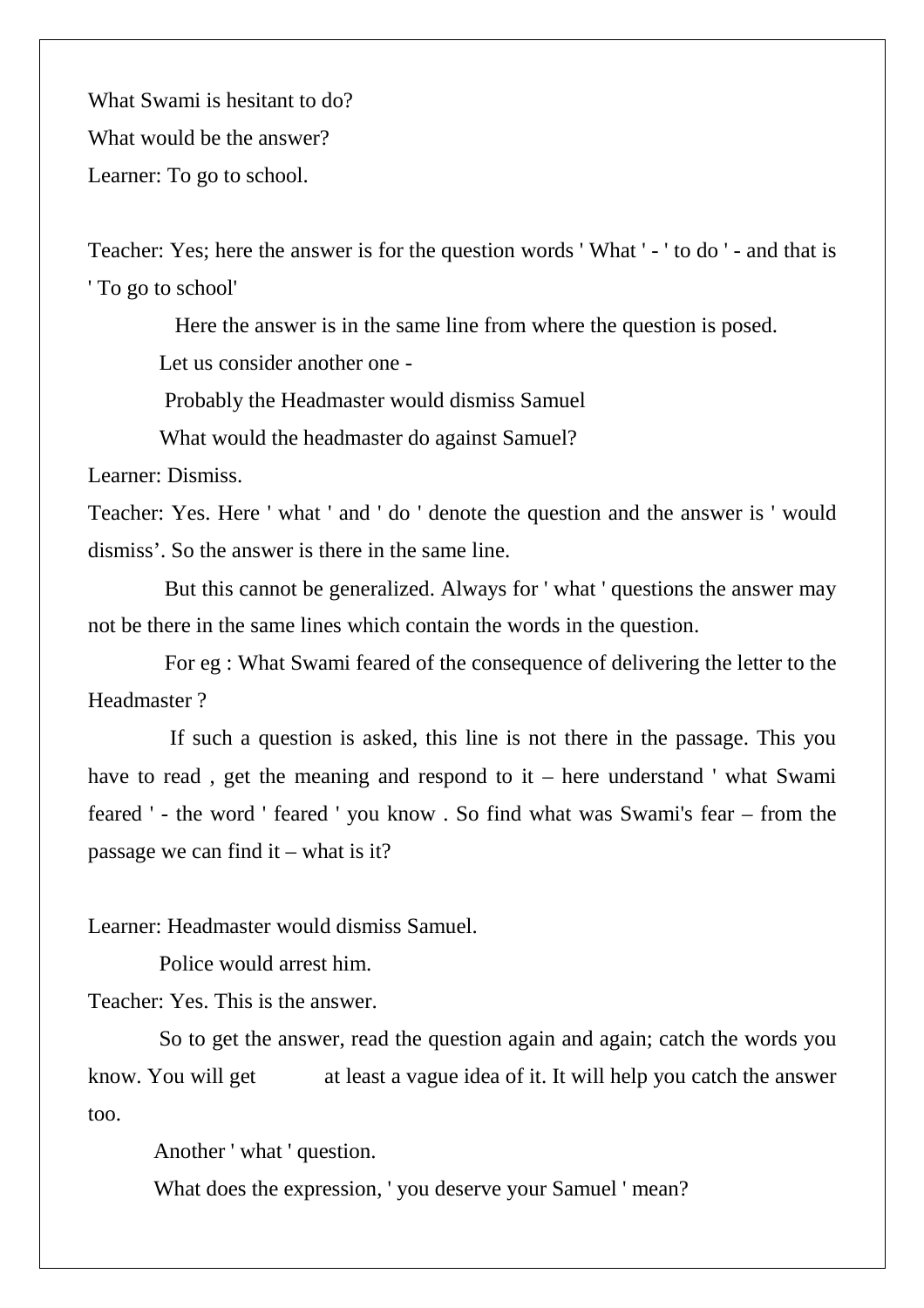What Swami is hesitant to do?

What would be the answer?

Learner: To go to school.

Teacher: Yes; here the answer is for the question words ' What ' - ' to do ' - and that is ' To go to school'

Here the answer is in the same line from where the question is posed.

Let us consider another one -

Probably the Headmaster would dismiss Samuel

What would the headmaster do against Samuel?

Learner: Dismiss.

Teacher: Yes. Here ' what ' and ' do ' denote the question and the answer is ' would dismiss’. So the answer is there in the same line.

But this cannot be generalized. Always for ' what ' questions the answer may not be there in the same lines which contain the words in the question.

For eg : What Swami feared of the consequence of delivering the letter to the Headmaster ?

If such a question is asked, this line is not there in the passage. This you have to read , get the meaning and respond to it – here understand ' what Swami feared ' - the word ' feared ' you know . So find what was Swami's fear – from the passage we can find it – what is it?

Learner: Headmaster would dismiss Samuel.

Police would arrest him.

Teacher: Yes. This is the answer.

So to get the answer, read the question again and again; catch the words you know. You will get at least a vague idea of it. It will help you catch the answer too.

Another ' what ' question.

What does the expression, ' you deserve your Samuel ' mean?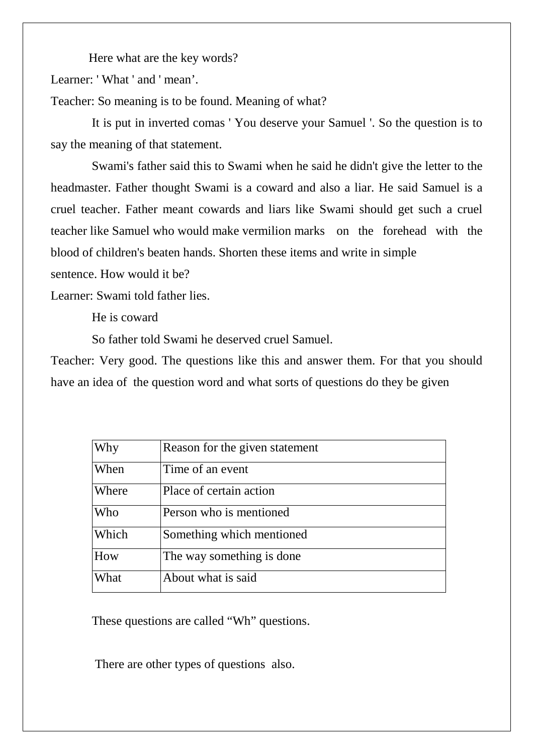Here what are the key words?

Learner: ' What ' and ' mean’.

Teacher: So meaning is to be found. Meaning of what?

It is put in inverted comas ' You deserve your Samuel '. So the question is to say the meaning of that statement.

Swami's father said this to Swami when he said he didn't give the letter to the headmaster. Father thought Swami is a coward and also a liar. He said Samuel is a cruel teacher. Father meant cowards and liars like Swami should get such a cruel teacher like Samuel who would make vermilion marks on the forehead with the blood of children's beaten hands. Shorten these items and write in simple sentence. How would it be?

Learner: Swami told father lies.

He is coward

So father told Swami he deserved cruel Samuel.

Teacher: Very good. The questions like this and answer them. For that you should have an idea of the question word and what sorts of questions do they be given

| Why | Reason for the given statement |
|---|---|
| When | Time of an event |
| Where | Place of certain action |
| Who | Person who is mentioned |
| Which | Something which mentioned |
| How | The way something is done |
| What | About what is said |

These questions are called “Wh” questions.

There are other types of questions also.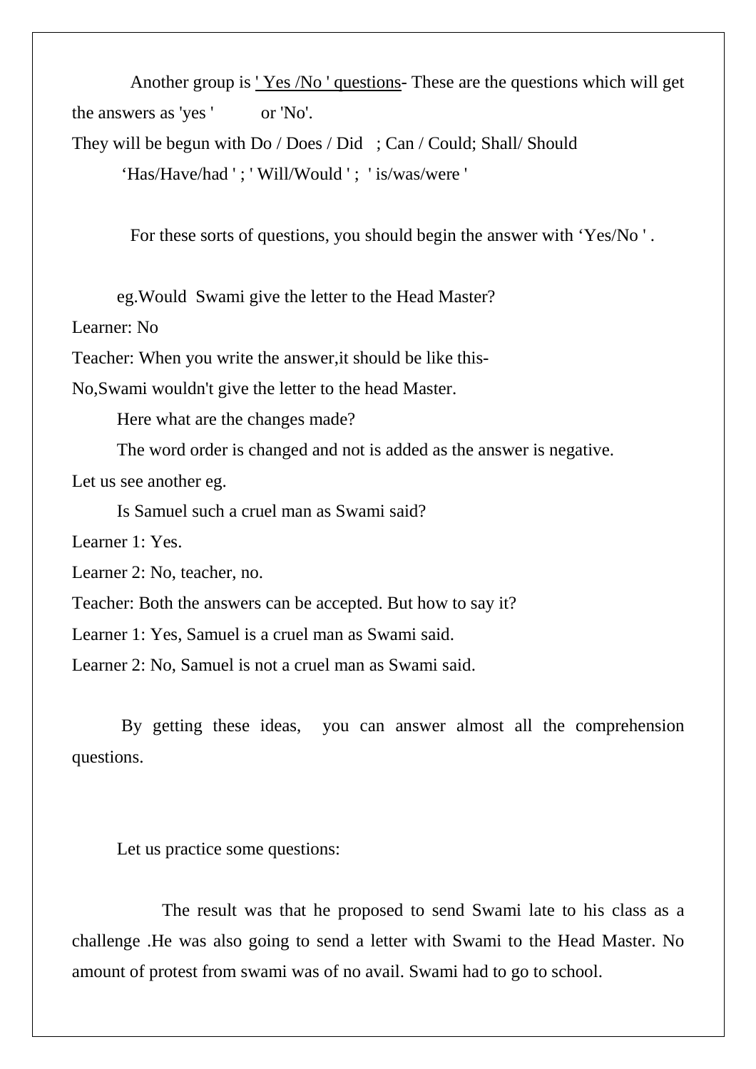Another group is <u>' Yes /No ' questions</u>- These are the questions which will get the answers as 'yes ' or 'No'.

They will be begun with Do / Does / Did ; Can / Could; Shall/ Should

'Has/Have/had ' ; ' Will/Would ' ; ' is/was/were '

For these sorts of questions, you should begin the answer with 'Yes/No ' .

eg.Would Swami give the letter to the Head Master?

Learner: No

Teacher: When you write the answer,it should be like this-

No,Swami wouldn't give the letter to the head Master.

Here what are the changes made?

The word order is changed and not is added as the answer is negative.

Let us see another eg.

Is Samuel such a cruel man as Swami said?

Learner 1: Yes.

Learner 2: No, teacher, no.

Teacher: Both the answers can be accepted. But how to say it?

Learner 1: Yes, Samuel is a cruel man as Swami said.

Learner 2: No, Samuel is not a cruel man as Swami said.

By getting these ideas, you can answer almost all the comprehension questions.

Let us practice some questions:

The result was that he proposed to send Swami late to his class as a challenge .He was also going to send a letter with Swami to the Head Master. No amount of protest from swami was of no avail. Swami had to go to school.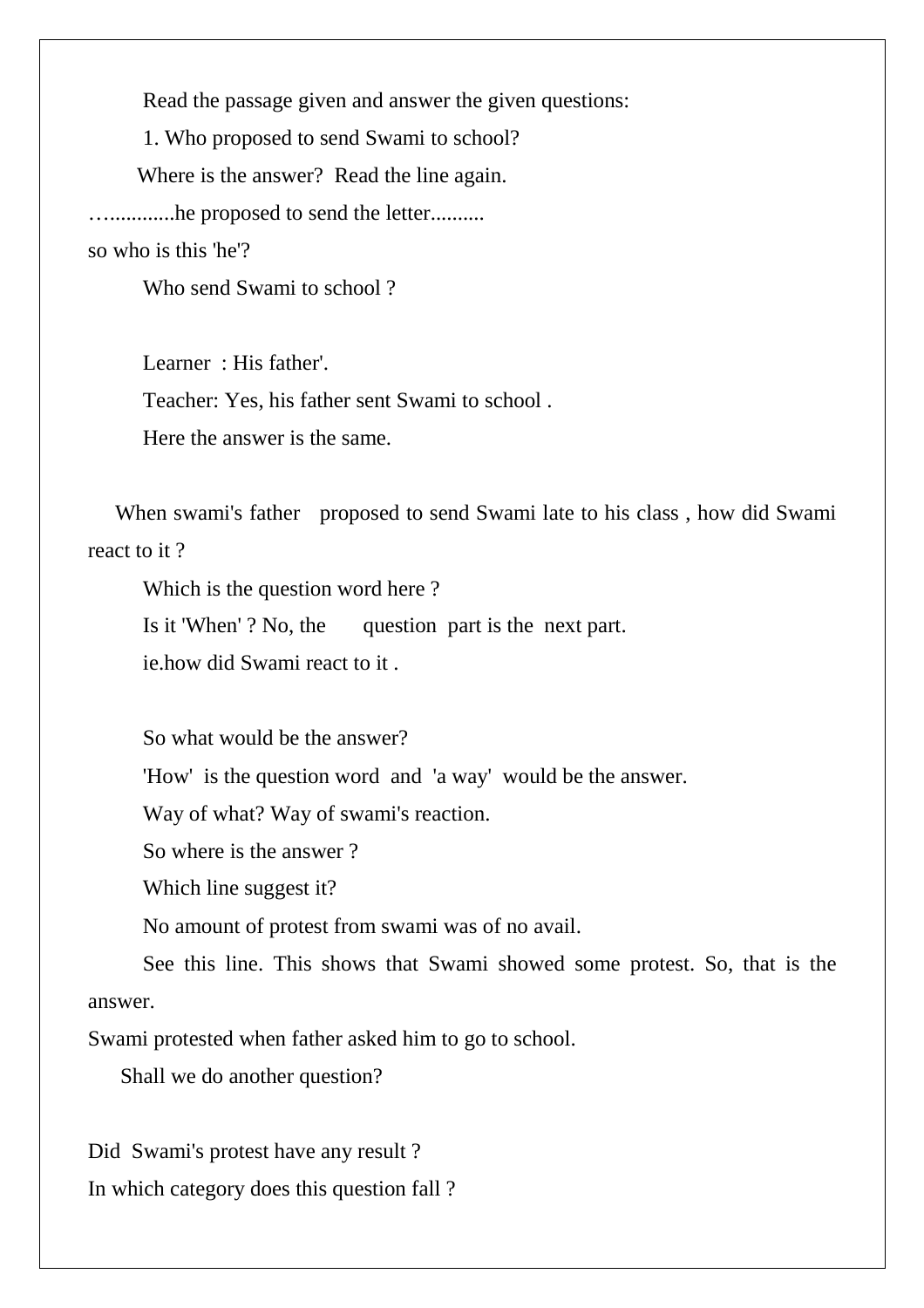Read the passage given and answer the given questions:

1. Who proposed to send Swami to school?

Where is the answer? Read the line again.

…...........he proposed to send the letter..........

so who is this 'he'?

Who send Swami to school ?

Learner : His father'.

Teacher: Yes, his father sent Swami to school .

Here the answer is the same.

When swami's father proposed to send Swami late to his class , how did Swami react to it ?

Which is the question word here ?

Is it 'When' ? No, the question part is the next part.

ie.how did Swami react to it .

So what would be the answer?

'How' is the question word and 'a way' would be the answer.

Way of what? Way of swami's reaction.

So where is the answer ?

Which line suggest it?

No amount of protest from swami was of no avail.

See this line. This shows that Swami showed some protest. So, that is the answer.

Swami protested when father asked him to go to school.

Shall we do another question?

Did Swami's protest have any result ?

In which category does this question fall ?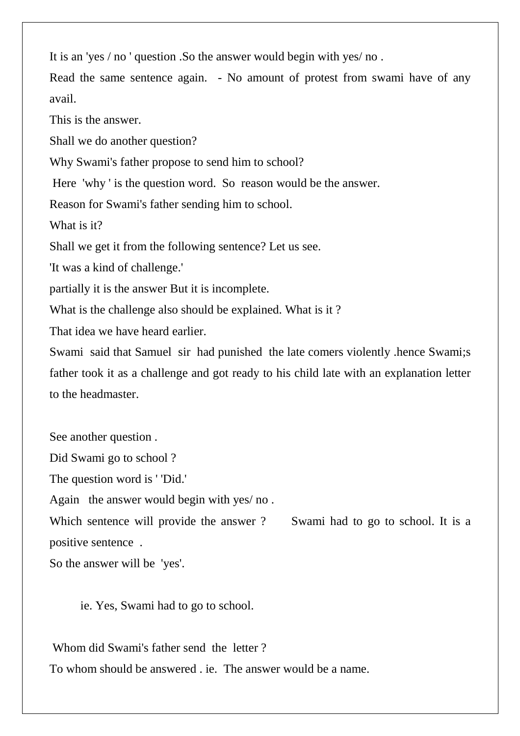It is an 'yes / no ' question .So the answer would begin with yes/ no .

Read the same sentence again. - No amount of protest from swami have of any avail.

This is the answer.

Shall we do another question?

Why Swami's father propose to send him to school?

Here 'why ' is the question word. So reason would be the answer.

Reason for Swami's father sending him to school.

What is it?

Shall we get it from the following sentence? Let us see.

'It was a kind of challenge.'

partially it is the answer But it is incomplete.

What is the challenge also should be explained. What is it ?

That idea we have heard earlier.

Swami said that Samuel sir had punished the late comers violently .hence Swami;s father took it as a challenge and got ready to his child late with an explanation letter to the headmaster.

See another question .

Did Swami go to school ?

The question word is ' 'Did.'

Again the answer would begin with yes/ no .

Which sentence will provide the answer ? Swami had to go to school. It is a positive sentence .

So the answer will be 'yes'.

ie. Yes, Swami had to go to school.

Whom did Swami's father send the letter ?

To whom should be answered . ie. The answer would be a name.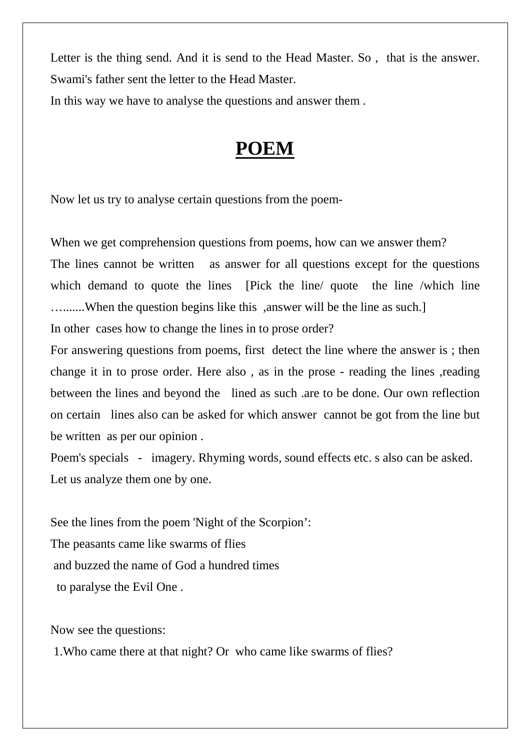Letter is the thing send. And it is send to the Head Master. So , that is the answer. Swami's father sent the letter to the Head Master.

In this way we have to analyse the questions and answer them .

# POEM

Now let us try to analyse certain questions from the poem-

When we get comprehension questions from poems, how can we answer them?

The lines cannot be written as answer for all questions except for the questions which demand to quote the lines [Pick the line/ quote the line /which line …......When the question begins like this ,answer will be the line as such.]

In other cases how to change the lines in to prose order?

For answering questions from poems, first detect the line where the answer is ; then change it in to prose order. Here also , as in the prose - reading the lines ,reading between the lines and beyond the lined as such .are to be done. Our own reflection on certain lines also can be asked for which answer cannot be got from the line but be written as per our opinion .

Poem's specials - imagery. Rhyming words, sound effects etc. s also can be asked.

Let us analyze them one by one.

See the lines from the poem 'Night of the Scorpion':

The peasants came like swarms of flies

and buzzed the name of God a hundred times

to paralyse the Evil One .

Now see the questions:

1.Who came there at that night? Or who came like swarms of flies?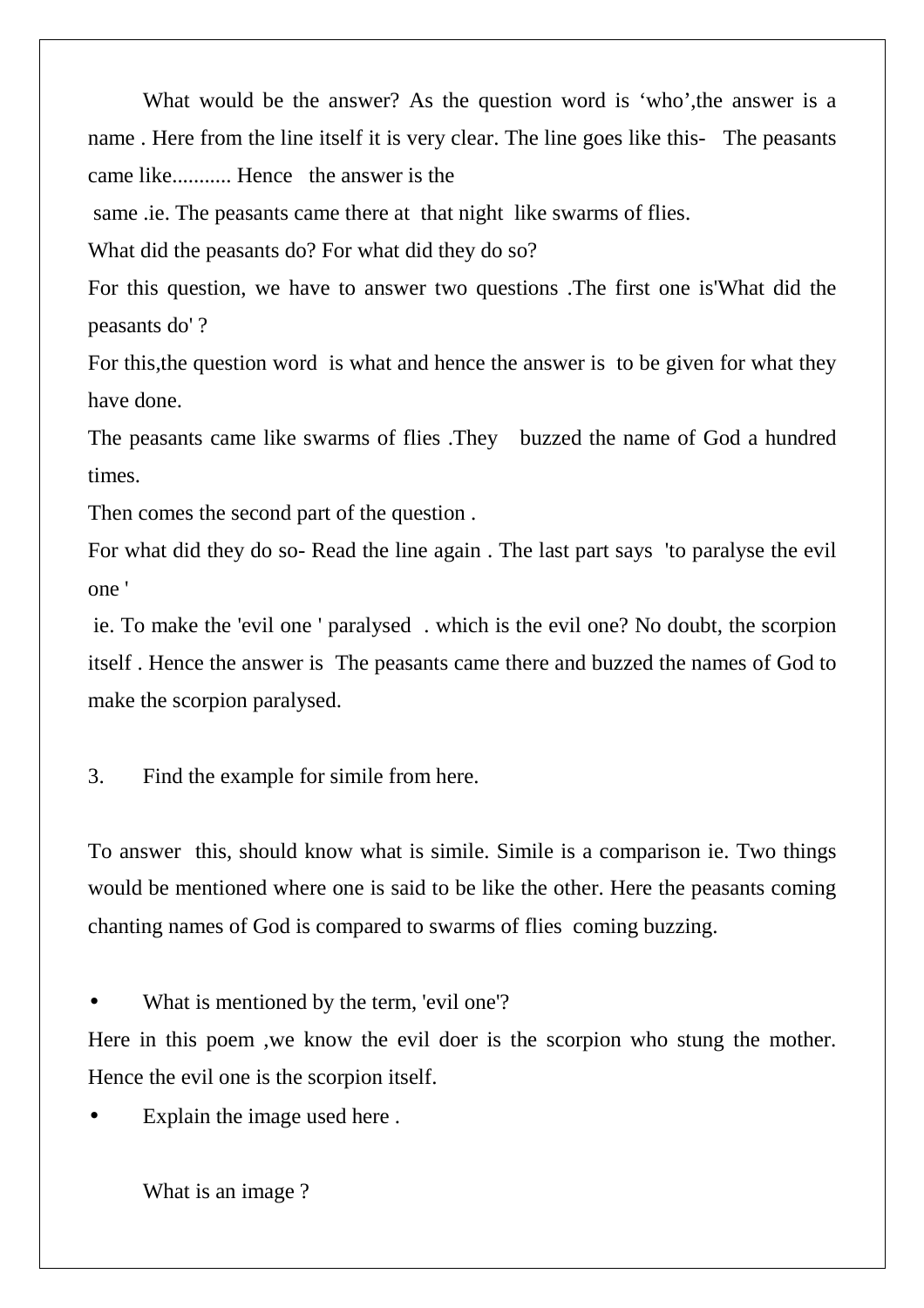What would be the answer? As the question word is 'who',the answer is a name . Here from the line itself it is very clear. The line goes like this- The peasants came like........... Hence the answer is the

same .ie. The peasants came there at that night like swarms of flies.

What did the peasants do? For what did they do so?

For this question, we have to answer two questions .The first one is'What did the peasants do' ?

For this,the question word is what and hence the answer is to be given for what they have done.

The peasants came like swarms of flies .They buzzed the name of God a hundred times.

Then comes the second part of the question .

For what did they do so- Read the line again . The last part says 'to paralyse the evil one '

ie. To make the 'evil one ' paralysed . which is the evil one? No doubt, the scorpion itself . Hence the answer is The peasants came there and buzzed the names of God to make the scorpion paralysed.

3. Find the example for simile from here.

To answer this, should know what is simile. Simile is a comparison ie. Two things would be mentioned where one is said to be like the other. Here the peasants coming chanting names of God is compared to swarms of flies coming buzzing.

- What is mentioned by the term, 'evil one'?

Here in this poem ,we know the evil doer is the scorpion who stung the mother. Hence the evil one is the scorpion itself.

- Explain the image used here .

What is an image ?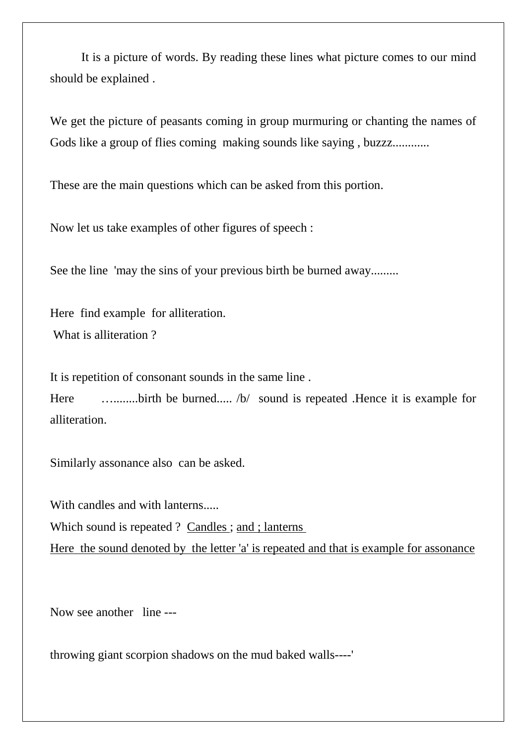It is a picture of words. By reading these lines what picture comes to our mind should be explained .

We get the picture of peasants coming in group murmuring or chanting the names of Gods like a group of flies coming making sounds like saying , buzzz............

These are the main questions which can be asked from this portion.

Now let us take examples of other figures of speech :

See the line 'may the sins of your previous birth be burned away.........

Here find example for alliteration.
What is alliteration ?

It is repetition of consonant sounds in the same line .
Here …........birth be burned..... /b/ sound is repeated .Hence it is example for alliteration.

Similarly assonance also can be asked.

With candles and with lanterns.....
Which sound is repeated ? Candles ; and ; lanterns
Here the sound denoted by the letter 'a' is repeated and that is example for assonance

Now see another line ---

throwing giant scorpion shadows on the mud baked walls----'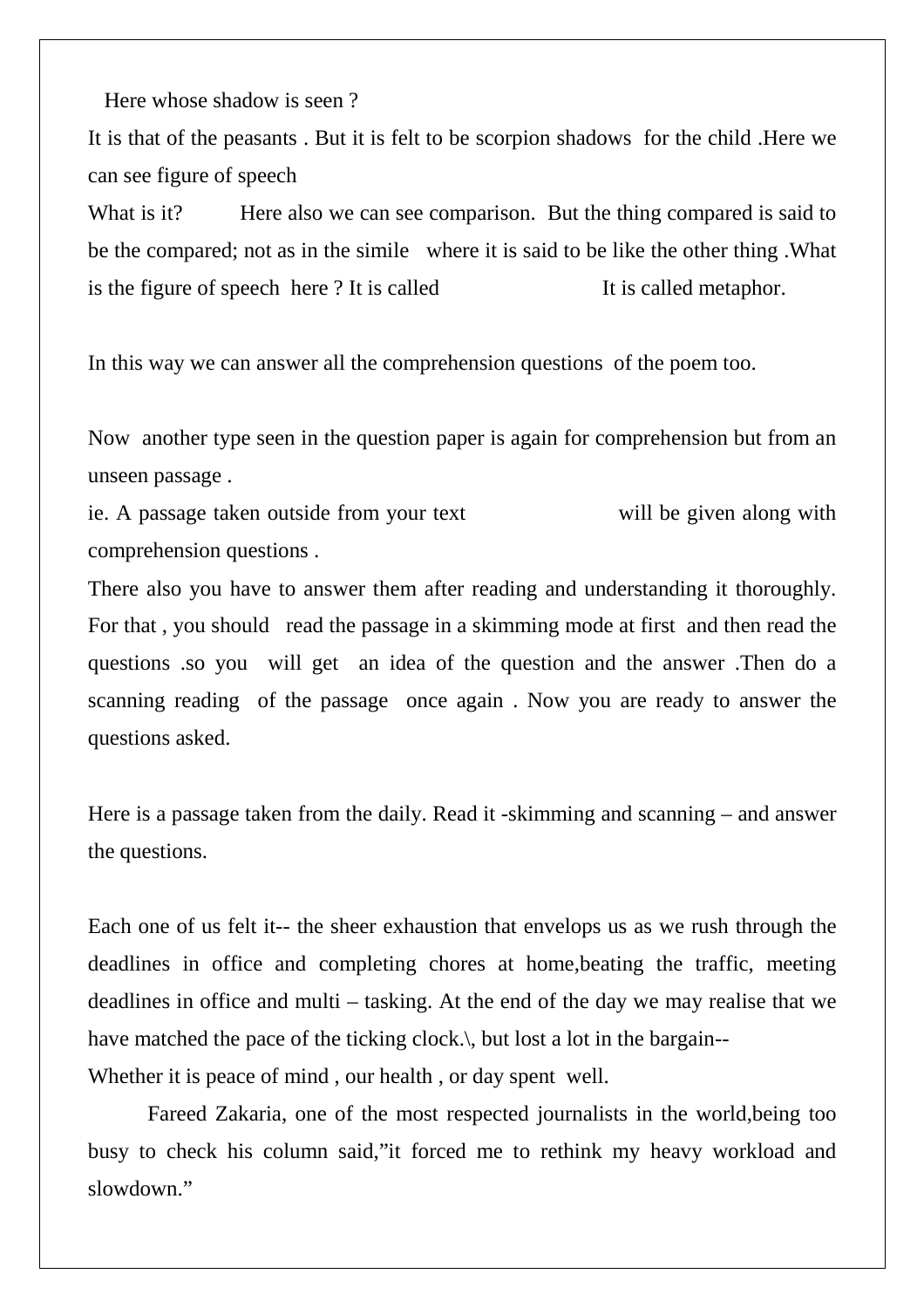Here whose shadow is seen ?

It is that of the peasants . But it is felt to be scorpion shadows for the child .Here we can see figure of speech

What is it? Here also we can see comparison. But the thing compared is said to be the compared; not as in the simile where it is said to be like the other thing .What is the figure of speech here ? It is called It is called metaphor.

In this way we can answer all the comprehension questions of the poem too.

Now another type seen in the question paper is again for comprehension but from an unseen passage .

ie. A passage taken outside from your text will be given along with comprehension questions .

There also you have to answer them after reading and understanding it thoroughly. For that , you should read the passage in a skimming mode at first and then read the questions .so you will get an idea of the question and the answer .Then do a scanning reading of the passage once again . Now you are ready to answer the questions asked.

Here is a passage taken from the daily. Read it -skimming and scanning – and answer the questions.

Each one of us felt it-- the sheer exhaustion that envelops us as we rush through the deadlines in office and completing chores at home,beating the traffic, meeting deadlines in office and multi – tasking. At the end of the day we may realise that we have matched the pace of the ticking clock.\, but lost a lot in the bargain--

Whether it is peace of mind , our health , or day spent well.

Fareed Zakaria, one of the most respected journalists in the world,being too busy to check his column said,"it forced me to rethink my heavy workload and slowdown."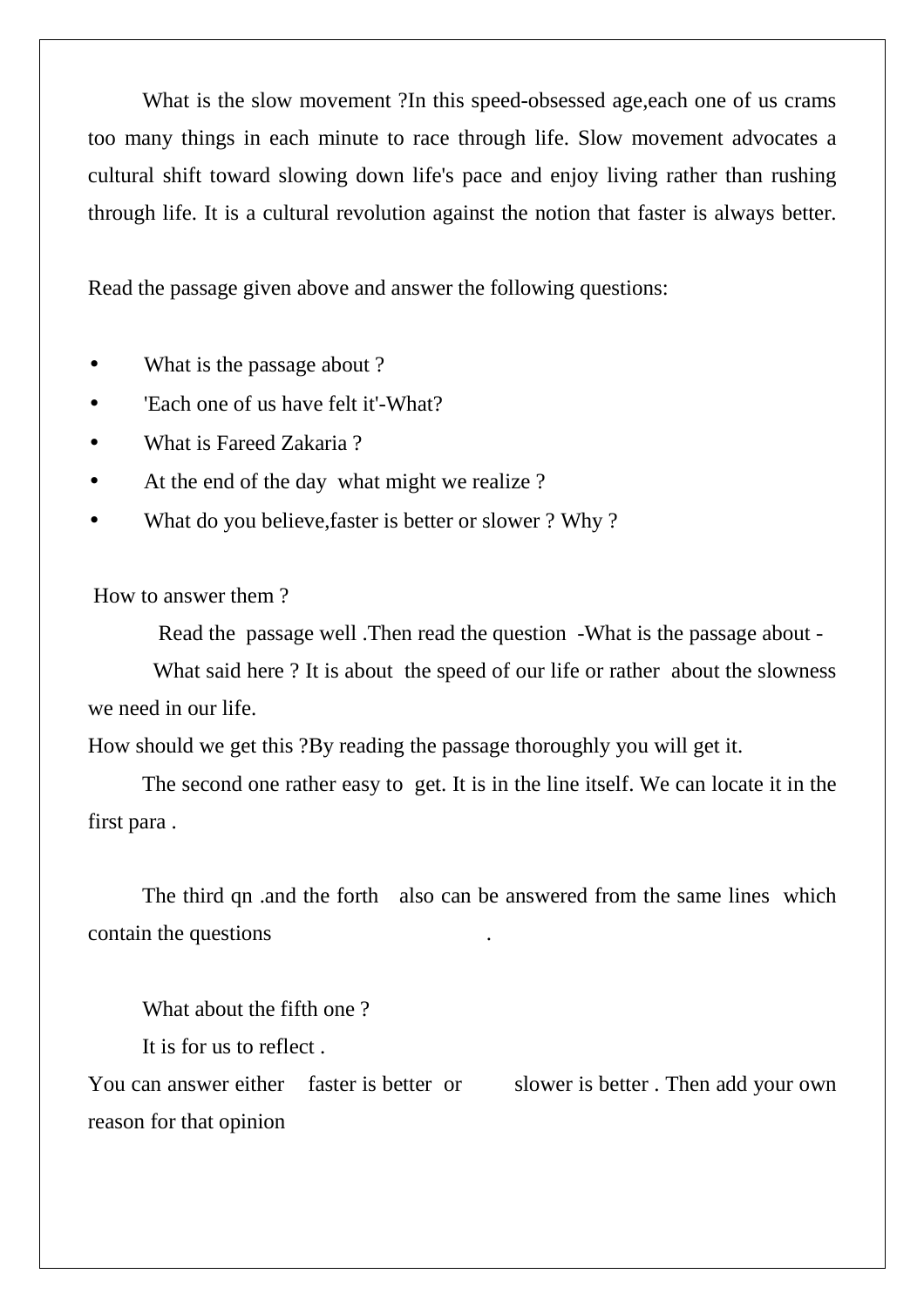What is the slow movement ?In this speed-obsessed age,each one of us crams too many things in each minute to race through life. Slow movement advocates a cultural shift toward slowing down life's pace and enjoy living rather than rushing through life. It is a cultural revolution against the notion that faster is always better.

Read the passage given above and answer the following questions:

- What is the passage about ?
- 'Each one of us have felt it'-What?
- What is Fareed Zakaria ?
- At the end of the day what might we realize ?
- What do you believe,faster is better or slower ? Why ?

How to answer them ?

Read the passage well .Then read the question -What is the passage about -

What said here ? It is about the speed of our life or rather about the slowness we need in our life.

How should we get this ?By reading the passage thoroughly you will get it.

The second one rather easy to get. It is in the line itself. We can locate it in the first para .

The third qn .and the forth also can be answered from the same lines which contain the questions .

What about the fifth one ?

It is for us to reflect .

You can answer either faster is better or slower is better . Then add your own reason for that opinion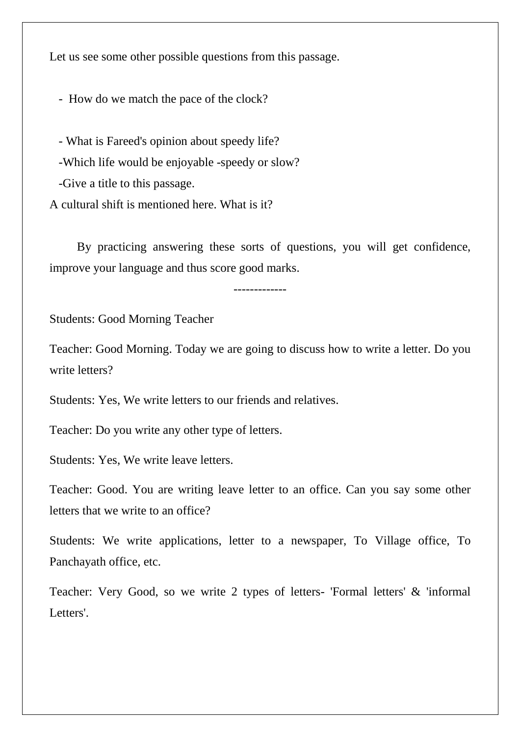Let us see some other possible questions from this passage.

- How do we match the pace of the clock?

- What is Fareed's opinion about speedy life?
- Which life would be enjoyable -speedy or slow?
- Give a title to this passage.

A cultural shift is mentioned here. What is it?

By practicing answering these sorts of questions, you will get confidence, improve your language and thus score good marks.

-------------

Students: Good Morning Teacher

Teacher: Good Morning. Today we are going to discuss how to write a letter. Do you write letters?

Students: Yes, We write letters to our friends and relatives.

Teacher: Do you write any other type of letters.

Students: Yes, We write leave letters.

Teacher: Good. You are writing leave letter to an office. Can you say some other letters that we write to an office?

Students: We write applications, letter to a newspaper, To Village office, To Panchayath office, etc.

Teacher: Very Good, so we write 2 types of letters- 'Formal letters' & 'informal Letters'.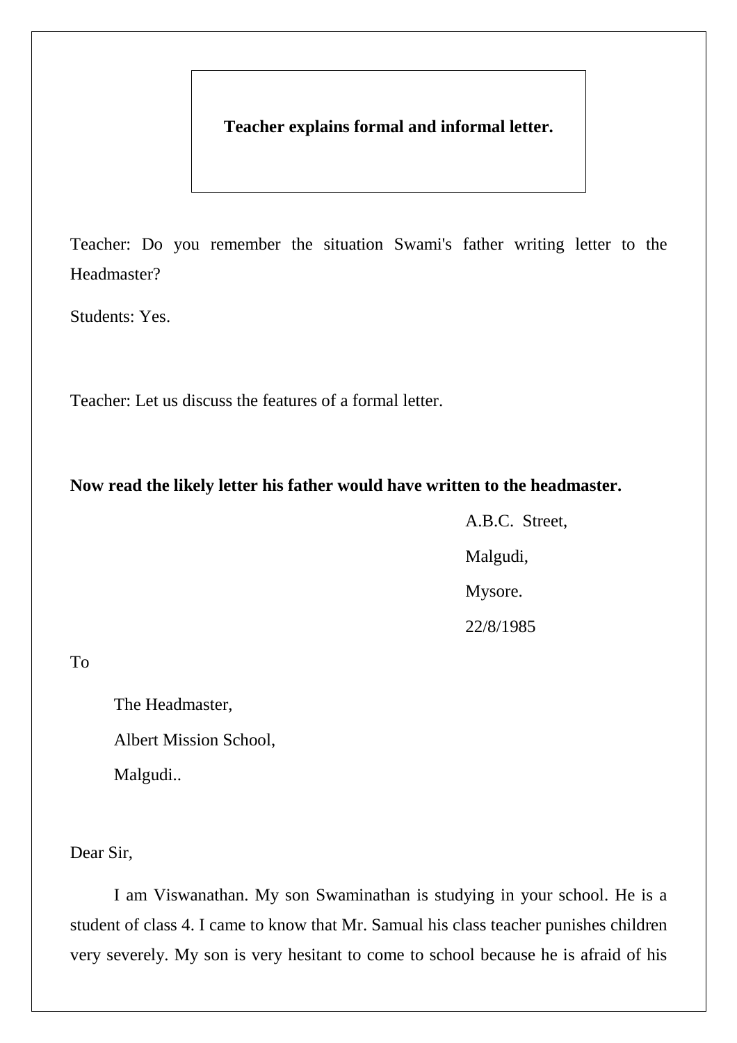**Teacher explains formal and informal letter.**

Teacher: Do you remember the situation Swami's father writing letter to the Headmaster?

Students: Yes.

Teacher: Let us discuss the features of a formal letter.

**Now read the likely letter his father would have written to the headmaster.**

A.B.C. Street,
Malgudi,
Mysore.
22/8/1985

To

The Headmaster,
Albert Mission School,
Malgudi..

Dear Sir,

I am Viswanathan. My son Swaminathan is studying in your school. He is a student of class 4. I came to know that Mr. Samual his class teacher punishes children very severely. My son is very hesitant to come to school because he is afraid of his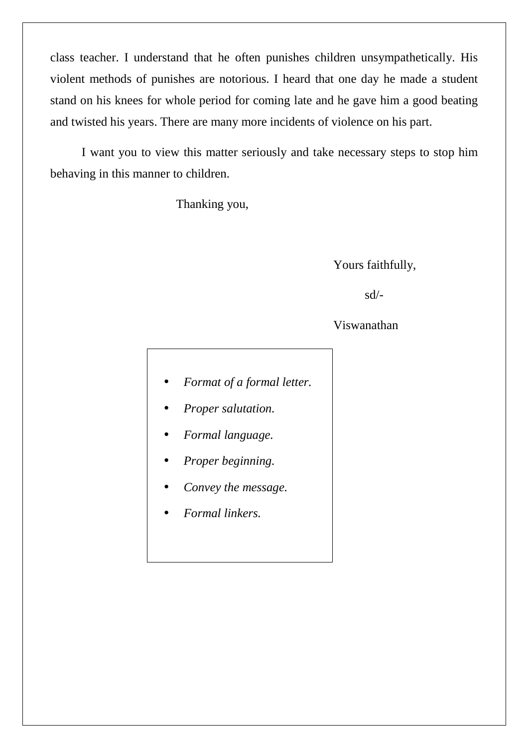class teacher. I understand that he often punishes children unsympathetically. His violent methods of punishes are notorious. I heard that one day he made a student stand on his knees for whole period for coming late and he gave him a good beating and twisted his years. There are many more incidents of violence on his part.

I want you to view this matter seriously and take necessary steps to stop him behaving in this manner to children.

Thanking you,

Yours faithfully,

sd/-

Viswanathan

- *Format of a formal letter.*
- *Proper salutation.*
- *Formal language.*
- *Proper beginning.*
- *Convey the message.*
- *Formal linkers.*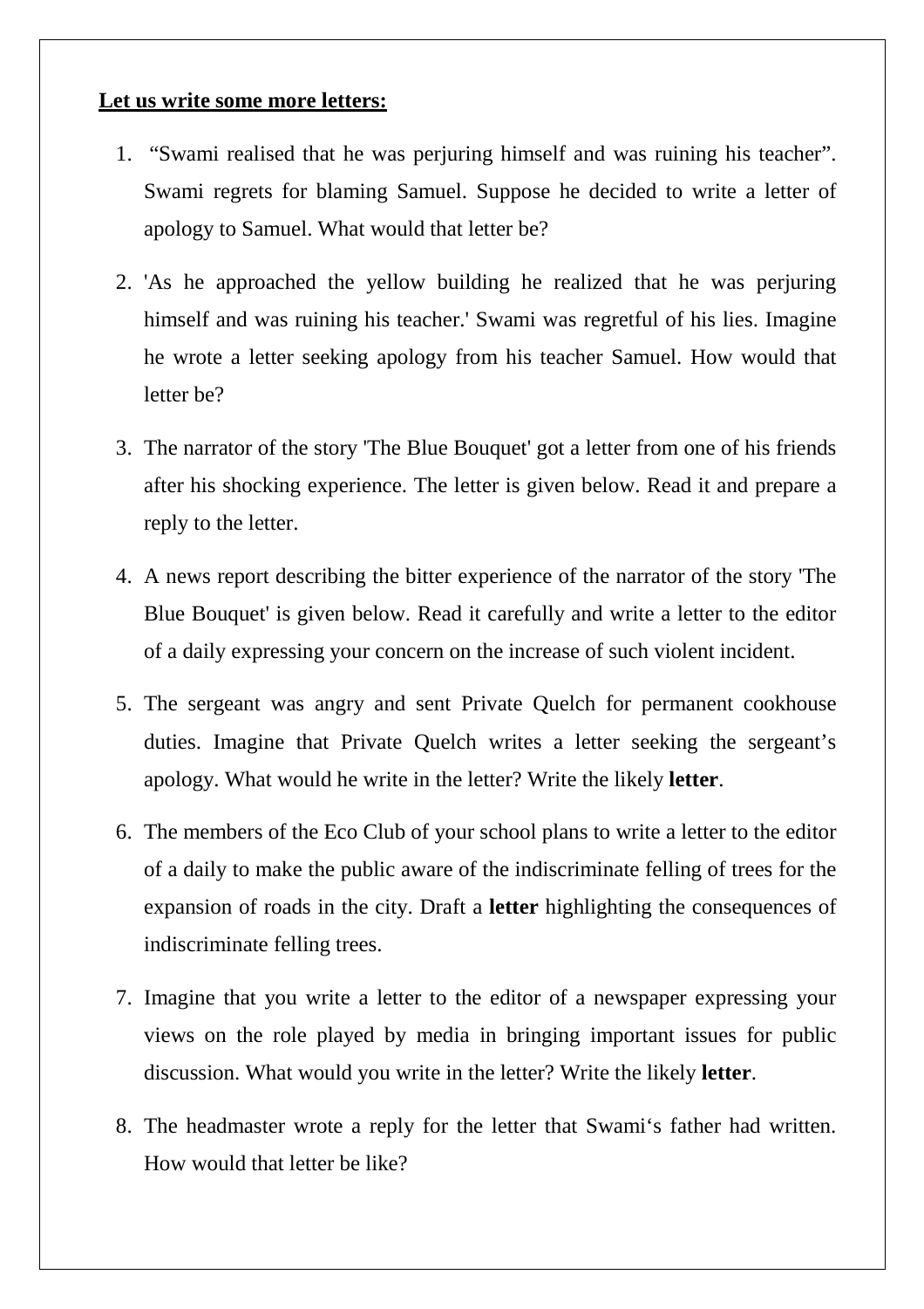**<u>Let us write some more letters:</u>**

1. "Swami realised that he was perjuring himself and was ruining his teacher". Swami regrets for blaming Samuel. Suppose he decided to write a letter of apology to Samuel. What would that letter be?

2. 'As he approached the yellow building he realized that he was perjuring himself and was ruining his teacher.' Swami was regretful of his lies. Imagine he wrote a letter seeking apology from his teacher Samuel. How would that letter be?

3. The narrator of the story 'The Blue Bouquet' got a letter from one of his friends after his shocking experience. The letter is given below. Read it and prepare a reply to the letter.

4. A news report describing the bitter experience of the narrator of the story 'The Blue Bouquet' is given below. Read it carefully and write a letter to the editor of a daily expressing your concern on the increase of such violent incident.

5. The sergeant was angry and sent Private Quelch for permanent cookhouse duties. Imagine that Private Quelch writes a letter seeking the sergeant's apology. What would he write in the letter? Write the likely **letter**.

6. The members of the Eco Club of your school plans to write a letter to the editor of a daily to make the public aware of the indiscriminate felling of trees for the expansion of roads in the city. Draft a **letter** highlighting the consequences of indiscriminate felling trees.

7. Imagine that you write a letter to the editor of a newspaper expressing your views on the role played by media in bringing important issues for public discussion. What would you write in the letter? Write the likely **letter**.

8. The headmaster wrote a reply for the letter that Swami's father had written. How would that letter be like?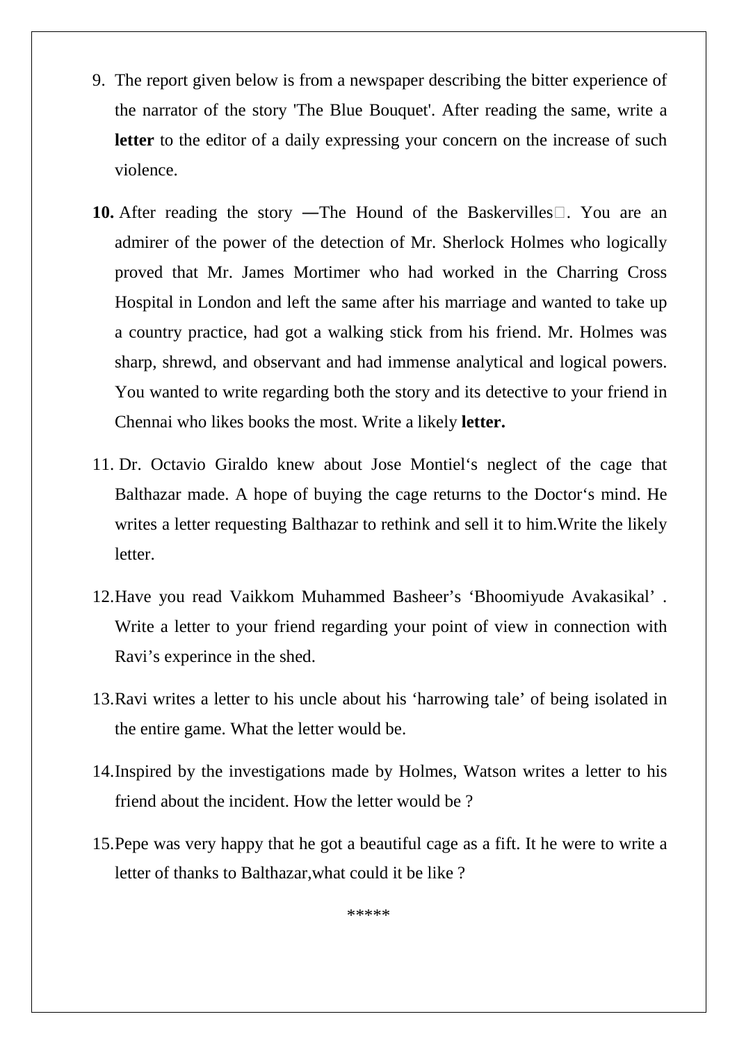9. The report given below is from a newspaper describing the bitter experience of the narrator of the story 'The Blue Bouquet'. After reading the same, write a **letter** to the editor of a daily expressing your concern on the increase of such violence.

10. After reading the story ―The Hound of the Baskervilles. You are an admirer of the power of the detection of Mr. Sherlock Holmes who logically proved that Mr. James Mortimer who had worked in the Charring Cross Hospital in London and left the same after his marriage and wanted to take up a country practice, had got a walking stick from his friend. Mr. Holmes was sharp, shrewd, and observant and had immense analytical and logical powers. You wanted to write regarding both the story and its detective to your friend in Chennai who likes books the most. Write a likely **letter.**

11. Dr. Octavio Giraldo knew about Jose Montiel's neglect of the cage that Balthazar made. A hope of buying the cage returns to the Doctor's mind. He writes a letter requesting Balthazar to rethink and sell it to him.Write the likely letter.

12. Have you read Vaikkom Muhammed Basheer's 'Bhoomiyude Avakasikal' . Write a letter to your friend regarding your point of view in connection with Ravi's experince in the shed.

13. Ravi writes a letter to his uncle about his 'harrowing tale' of being isolated in the entire game. What the letter would be.

14. Inspired by the investigations made by Holmes, Watson writes a letter to his friend about the incident. How the letter would be ?

15. Pepe was very happy that he got a beautiful cage as a fift. It he were to write a letter of thanks to Balthazar,what could it be like ?

*****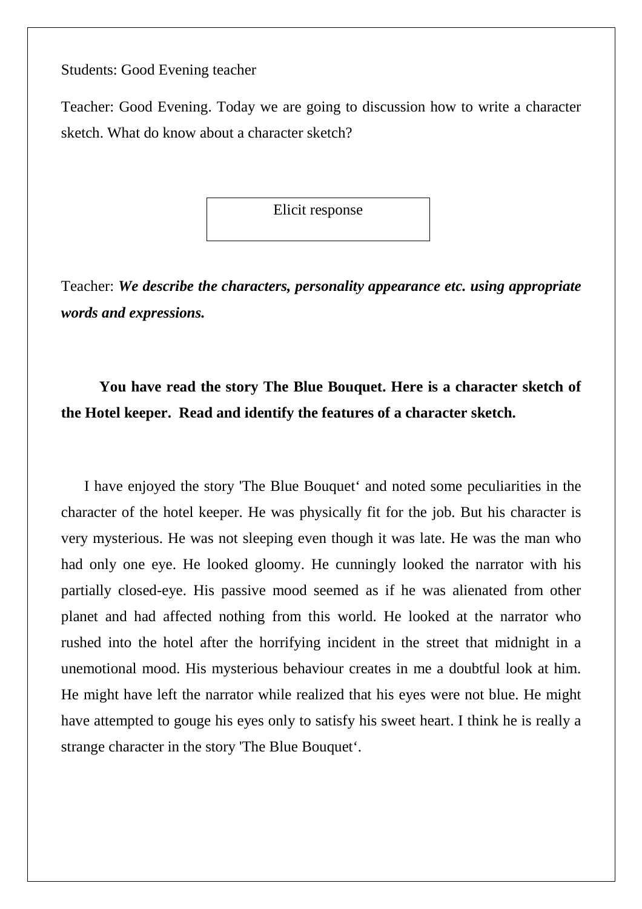Students: Good Evening teacher

Teacher: Good Evening. Today we are going to discussion how to write a character sketch. What do know about a character sketch?

| Elicit response |
|---|

Teacher: ***We describe the characters, personality appearance etc. using appropriate words and expressions.***

**You have read the story The Blue Bouquet. Here is a character sketch of the Hotel keeper. Read and identify the features of a character sketch.**

I have enjoyed the story 'The Blue Bouquet‘ and noted some peculiarities in the character of the hotel keeper. He was physically fit for the job. But his character is very mysterious. He was not sleeping even though it was late. He was the man who had only one eye. He looked gloomy. He cunningly looked the narrator with his partially closed-eye. His passive mood seemed as if he was alienated from other planet and had affected nothing from this world. He looked at the narrator who rushed into the hotel after the horrifying incident in the street that midnight in a unemotional mood. His mysterious behaviour creates in me a doubtful look at him. He might have left the narrator while realized that his eyes were not blue. He might have attempted to gouge his eyes only to satisfy his sweet heart. I think he is really a strange character in the story 'The Blue Bouquet‘.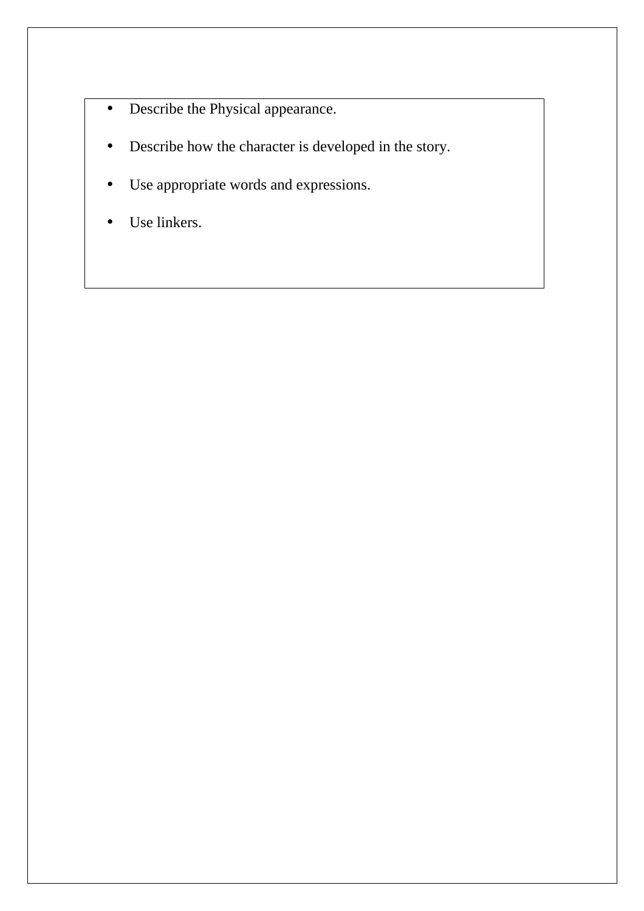- Describe the Physical appearance.
- Describe how the character is developed in the story.
- Use appropriate words and expressions.
- Use linkers.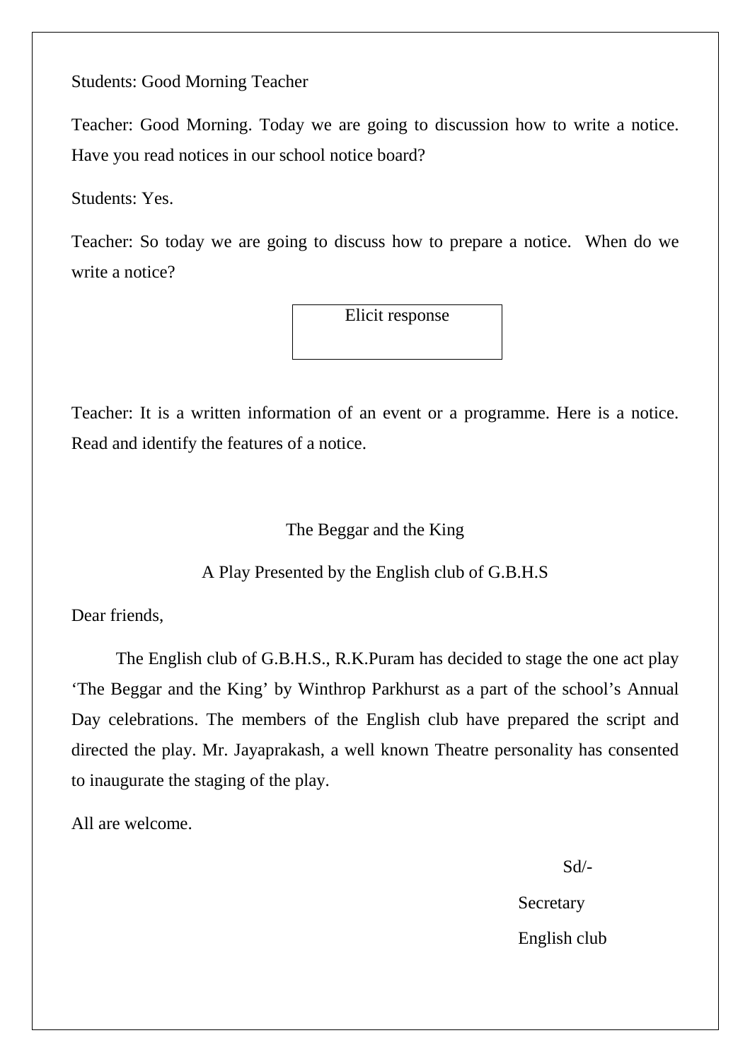Students: Good Morning Teacher

Teacher: Good Morning. Today we are going to discussion how to write a notice. Have you read notices in our school notice board?

Students: Yes.

Teacher: So today we are going to discuss how to prepare a notice. When do we write a notice?

| Elicit response |
|---|

Teacher: It is a written information of an event or a programme. Here is a notice. Read and identify the features of a notice.

The Beggar and the King

A Play Presented by the English club of G.B.H.S

Dear friends,

The English club of G.B.H.S., R.K.Puram has decided to stage the one act play 'The Beggar and the King' by Winthrop Parkhurst as a part of the school's Annual Day celebrations. The members of the English club have prepared the script and directed the play. Mr. Jayaprakash, a well known Theatre personality has consented to inaugurate the staging of the play.

All are welcome.

Sd/-

Secretary

English club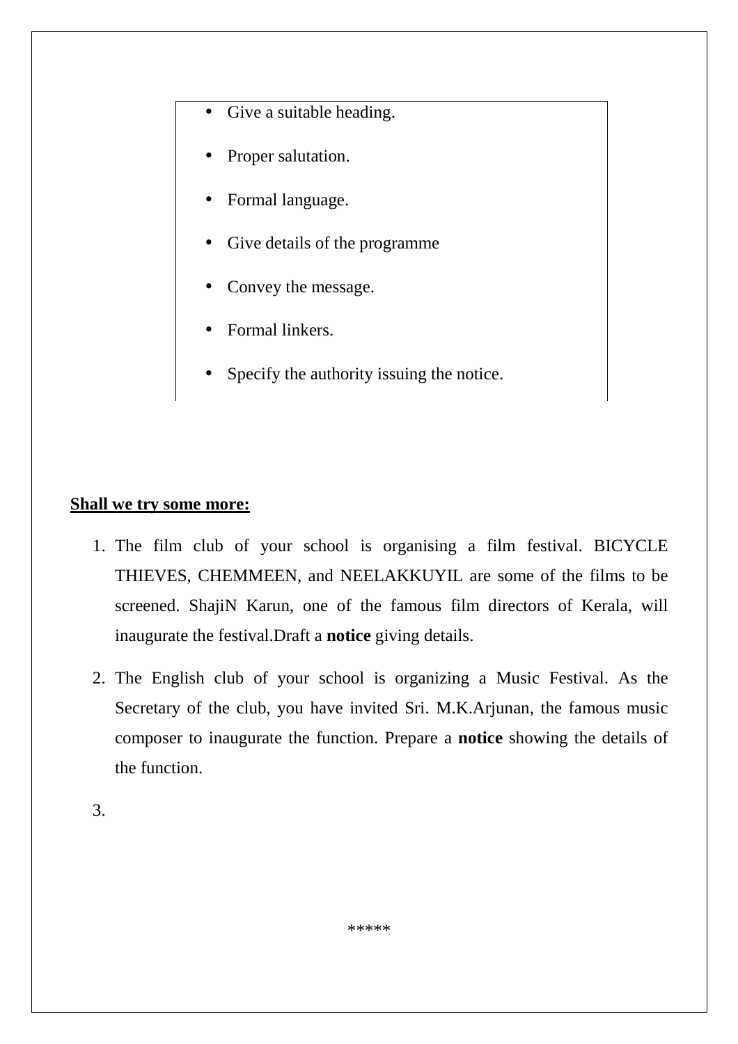- Give a suitable heading.
- Proper salutation.
- Formal language.
- Give details of the programme
- Convey the message.
- Formal linkers.
- Specify the authority issuing the notice.

**Shall we try some more:**

1. The film club of your school is organising a film festival. BICYCLE THIEVES, CHEMMEEN, and NEELAKKUYIL are some of the films to be screened. ShajiN Karun, one of the famous film directors of Kerala, will inaugurate the festival.Draft a **notice** giving details.
2. The English club of your school is organizing a Music Festival. As the Secretary of the club, you have invited Sri. M.K.Arjunan, the famous music composer to inaugurate the function. Prepare a **notice** showing the details of the function.
3.

*****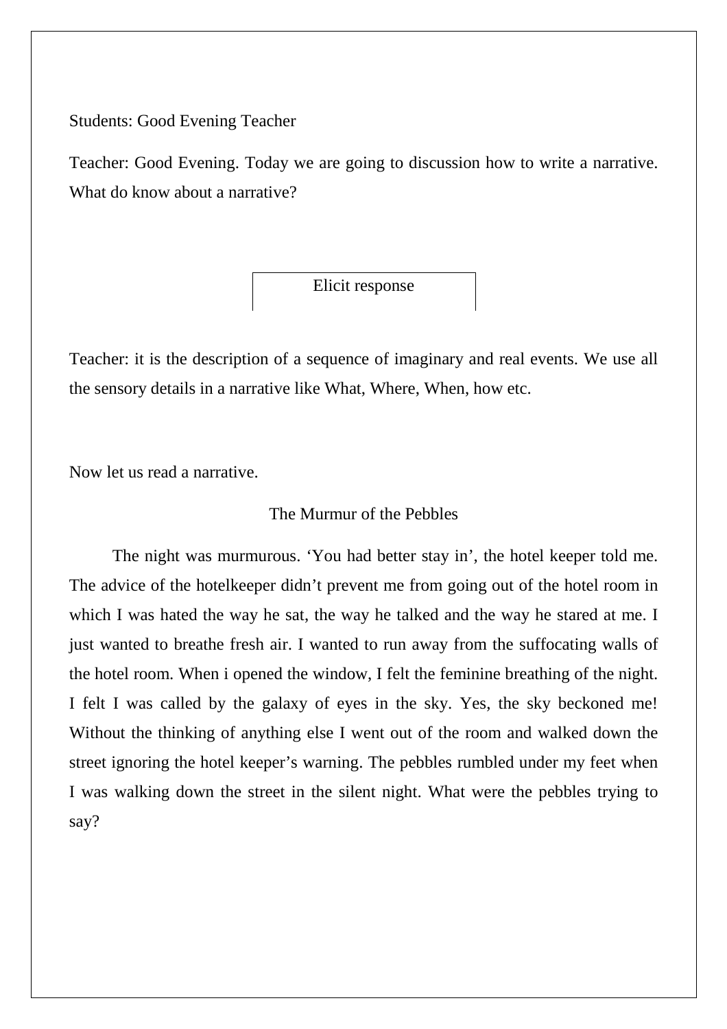Students: Good Evening Teacher

Teacher: Good Evening. Today we are going to discussion how to write a narrative. What do know about a narrative?

Elicit response

Teacher: it is the description of a sequence of imaginary and real events. We use all the sensory details in a narrative like What, Where, When, how etc.

Now let us read a narrative.

The Murmur of the Pebbles

The night was murmurous. 'You had better stay in', the hotel keeper told me. The advice of the hotelkeeper didn't prevent me from going out of the hotel room in which I was hated the way he sat, the way he talked and the way he stared at me. I just wanted to breathe fresh air. I wanted to run away from the suffocating walls of the hotel room. When i opened the window, I felt the feminine breathing of the night. I felt I was called by the galaxy of eyes in the sky. Yes, the sky beckoned me! Without the thinking of anything else I went out of the room and walked down the street ignoring the hotel keeper's warning. The pebbles rumbled under my feet when I was walking down the street in the silent night. What were the pebbles trying to say?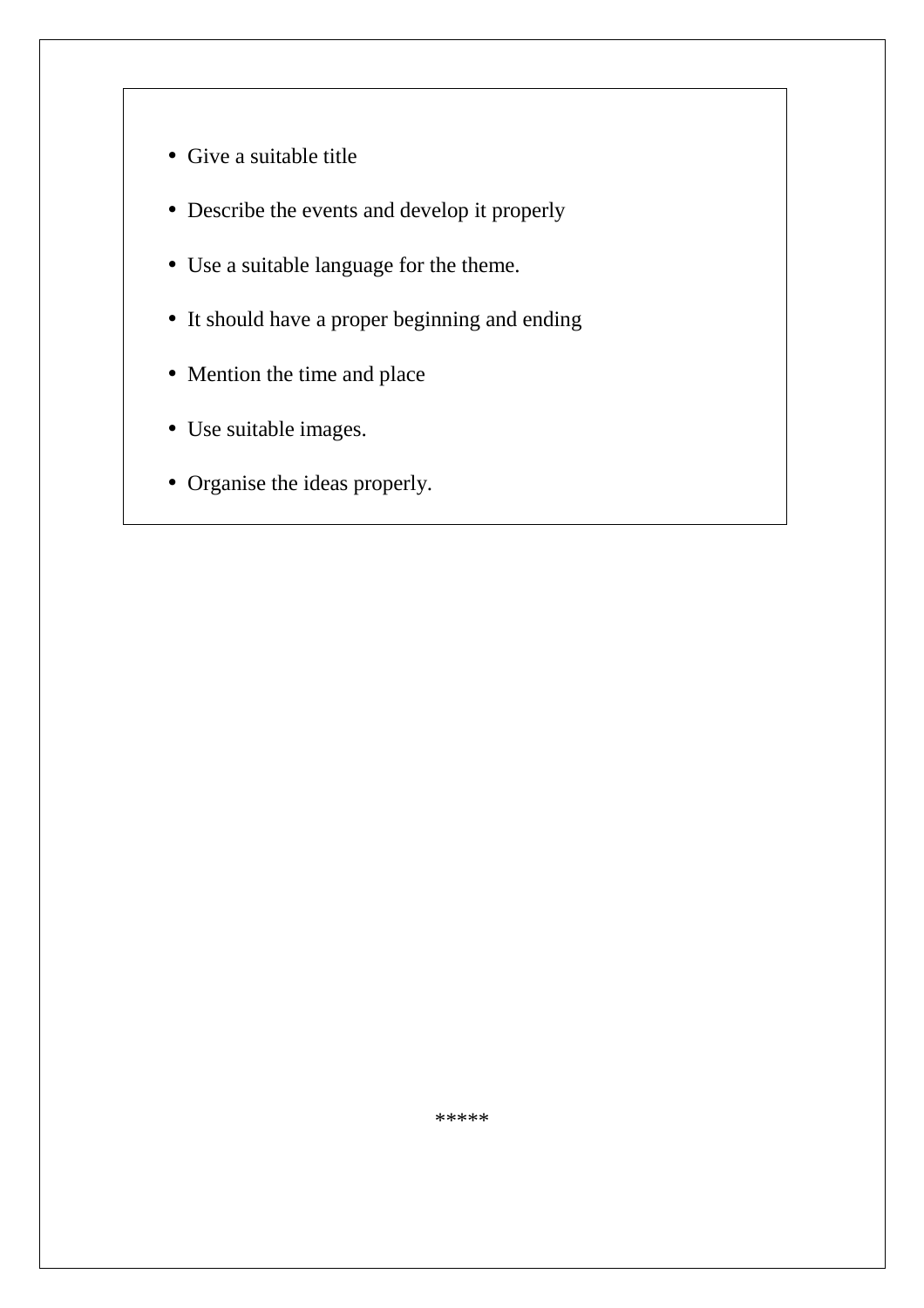- Give a suitable title
- Describe the events and develop it properly
- Use a suitable language for the theme.
- It should have a proper beginning and ending
- Mention the time and place
- Use suitable images.
- Organise the ideas properly.

*****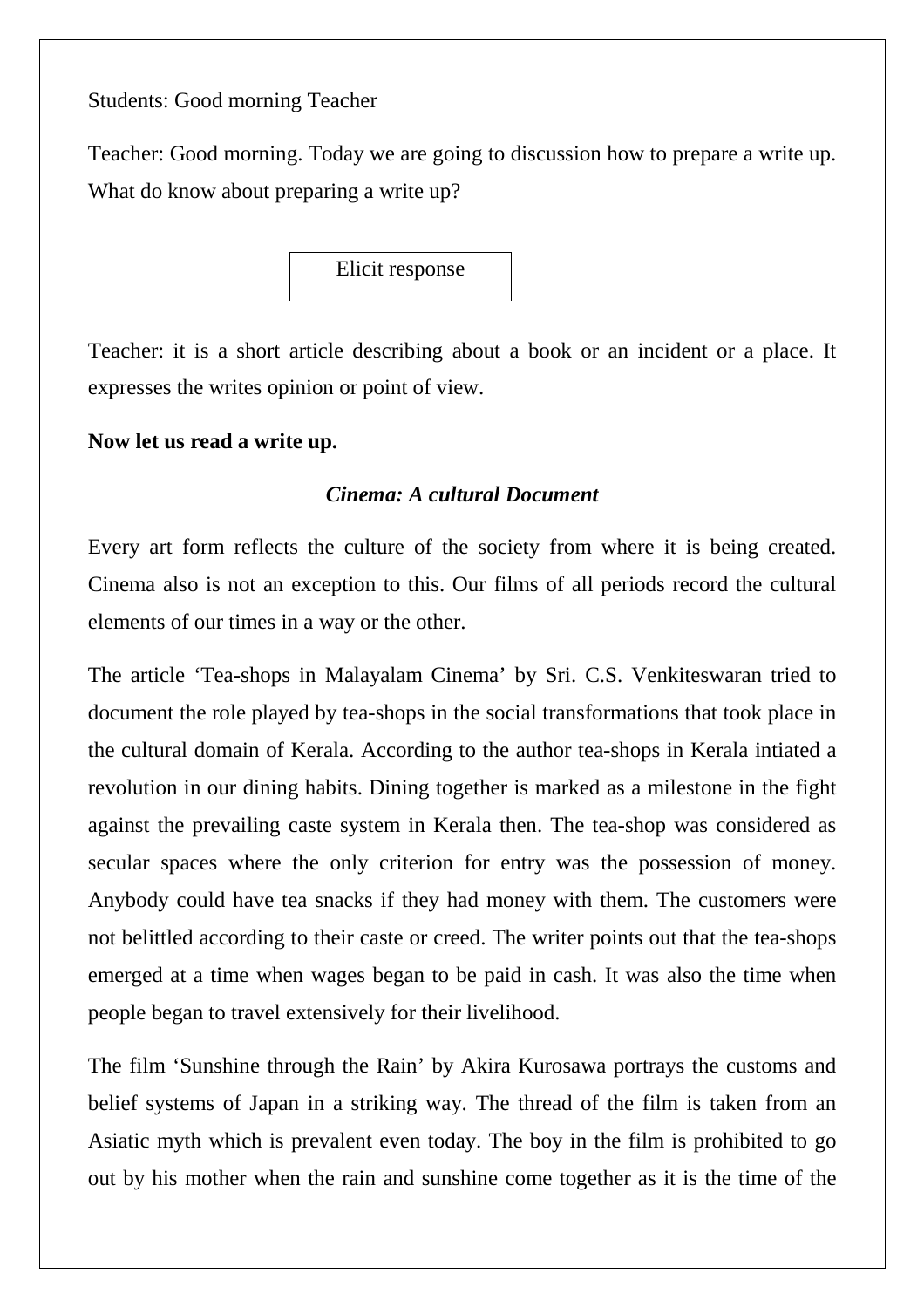Students: Good morning Teacher

Teacher: Good morning. Today we are going to discussion how to prepare a write up. What do know about preparing a write up?

Elicit response

Teacher: it is a short article describing about a book or an incident or a place. It expresses the writes opinion or point of view.

**Now let us read a write up.**

***Cinema: A cultural Document***

Every art form reflects the culture of the society from where it is being created. Cinema also is not an exception to this. Our films of all periods record the cultural elements of our times in a way or the other.

The article 'Tea-shops in Malayalam Cinema' by Sri. C.S. Venkiteswaran tried to document the role played by tea-shops in the social transformations that took place in the cultural domain of Kerala. According to the author tea-shops in Kerala intiated a revolution in our dining habits. Dining together is marked as a milestone in the fight against the prevailing caste system in Kerala then. The tea-shop was considered as secular spaces where the only criterion for entry was the possession of money. Anybody could have tea snacks if they had money with them. The customers were not belittled according to their caste or creed. The writer points out that the tea-shops emerged at a time when wages began to be paid in cash. It was also the time when people began to travel extensively for their livelihood.

The film 'Sunshine through the Rain' by Akira Kurosawa portrays the customs and belief systems of Japan in a striking way. The thread of the film is taken from an Asiatic myth which is prevalent even today. The boy in the film is prohibited to go out by his mother when the rain and sunshine come together as it is the time of the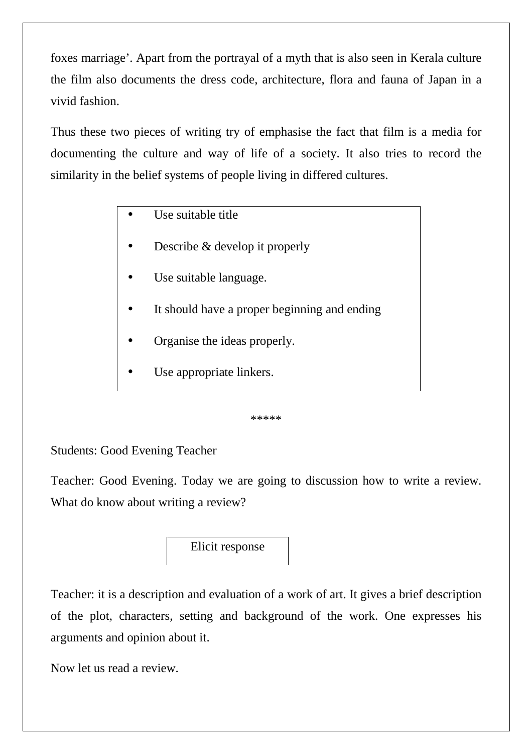foxes marriage'. Apart from the portrayal of a myth that is also seen in Kerala culture the film also documents the dress code, architecture, flora and fauna of Japan in a vivid fashion.

Thus these two pieces of writing try of emphasise the fact that film is a media for documenting the culture and way of life of a society. It also tries to record the similarity in the belief systems of people living in differed cultures.

- Use suitable title
- Describe & develop it properly
- Use suitable language.
- It should have a proper beginning and ending
- Organise the ideas properly.
- Use appropriate linkers.

*****

Students: Good Evening Teacher

Teacher: Good Evening. Today we are going to discussion how to write a review. What do know about writing a review?

Elicit response

Teacher: it is a description and evaluation of a work of art. It gives a brief description of the plot, characters, setting and background of the work. One expresses his arguments and opinion about it.

Now let us read a review.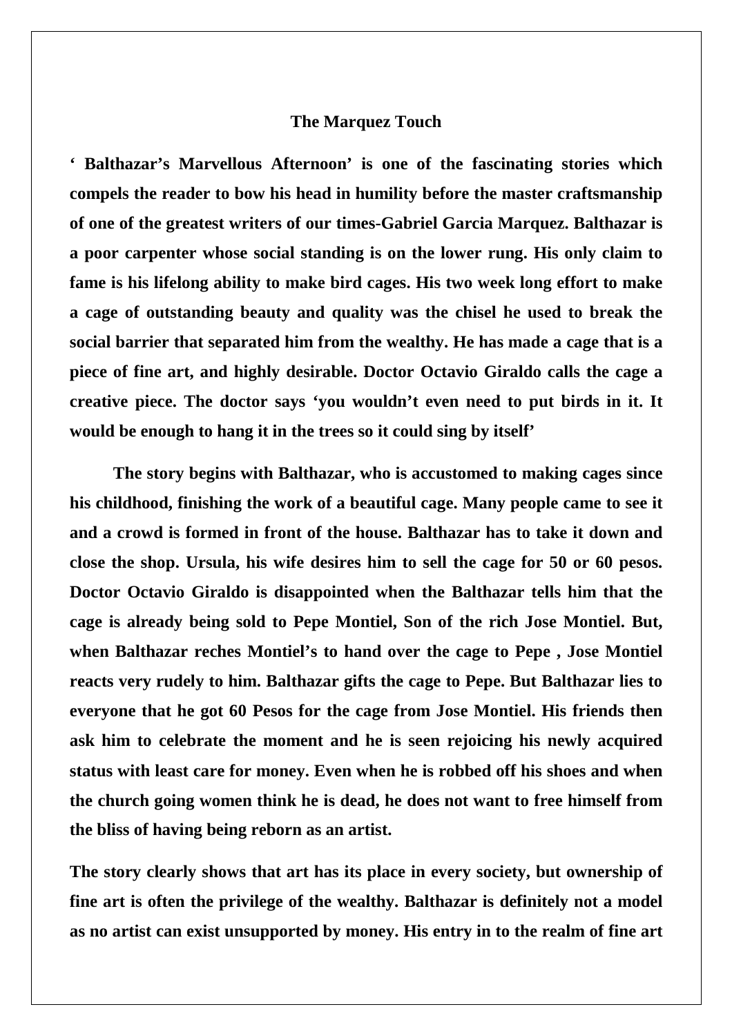# The Marquez Touch

**‘ Balthazar’s Marvellous Afternoon’ is one of the fascinating stories which compels the reader to bow his head in humility before the master craftsmanship of one of the greatest writers of our times-Gabriel Garcia Marquez. Balthazar is a poor carpenter whose social standing is on the lower rung. His only claim to fame is his lifelong ability to make bird cages. His two week long effort to make a cage of outstanding beauty and quality was the chisel he used to break the social barrier that separated him from the wealthy. He has made a cage that is a piece of fine art, and highly desirable. Doctor Octavio Giraldo calls the cage a creative piece. The doctor says ‘you wouldn’t even need to put birds in it. It would be enough to hang it in the trees so it could sing by itself’**

**The story begins with Balthazar, who is accustomed to making cages since his childhood, finishing the work of a beautiful cage. Many people came to see it and a crowd is formed in front of the house. Balthazar has to take it down and close the shop. Ursula, his wife desires him to sell the cage for 50 or 60 pesos. Doctor Octavio Giraldo is disappointed when the Balthazar tells him that the cage is already being sold to Pepe Montiel, Son of the rich Jose Montiel. But, when Balthazar reches Montiel’s to hand over the cage to Pepe , Jose Montiel reacts very rudely to him. Balthazar gifts the cage to Pepe. But Balthazar lies to everyone that he got 60 Pesos for the cage from Jose Montiel. His friends then ask him to celebrate the moment and he is seen rejoicing his newly acquired status with least care for money. Even when he is robbed off his shoes and when the church going women think he is dead, he does not want to free himself from the bliss of having being reborn as an artist.**

**The story clearly shows that art has its place in every society, but ownership of fine art is often the privilege of the wealthy. Balthazar is definitely not a model as no artist can exist unsupported by money. His entry in to the realm of fine art**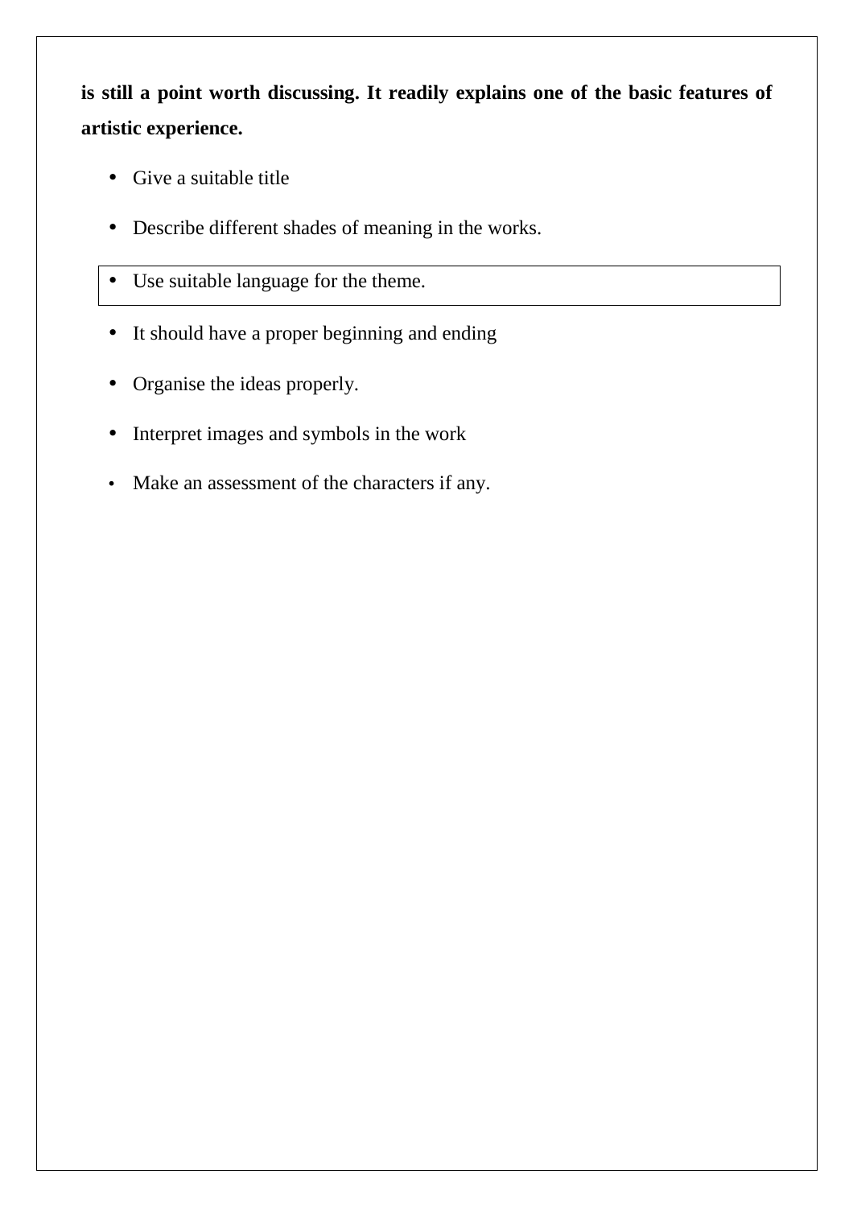**is still a point worth discussing. It readily explains one of the basic features of artistic experience.**

- Give a suitable title
- Describe different shades of meaning in the works.
- Use suitable language for the theme.
- It should have a proper beginning and ending
- Organise the ideas properly.
- Interpret images and symbols in the work
- Make an assessment of the characters if any.